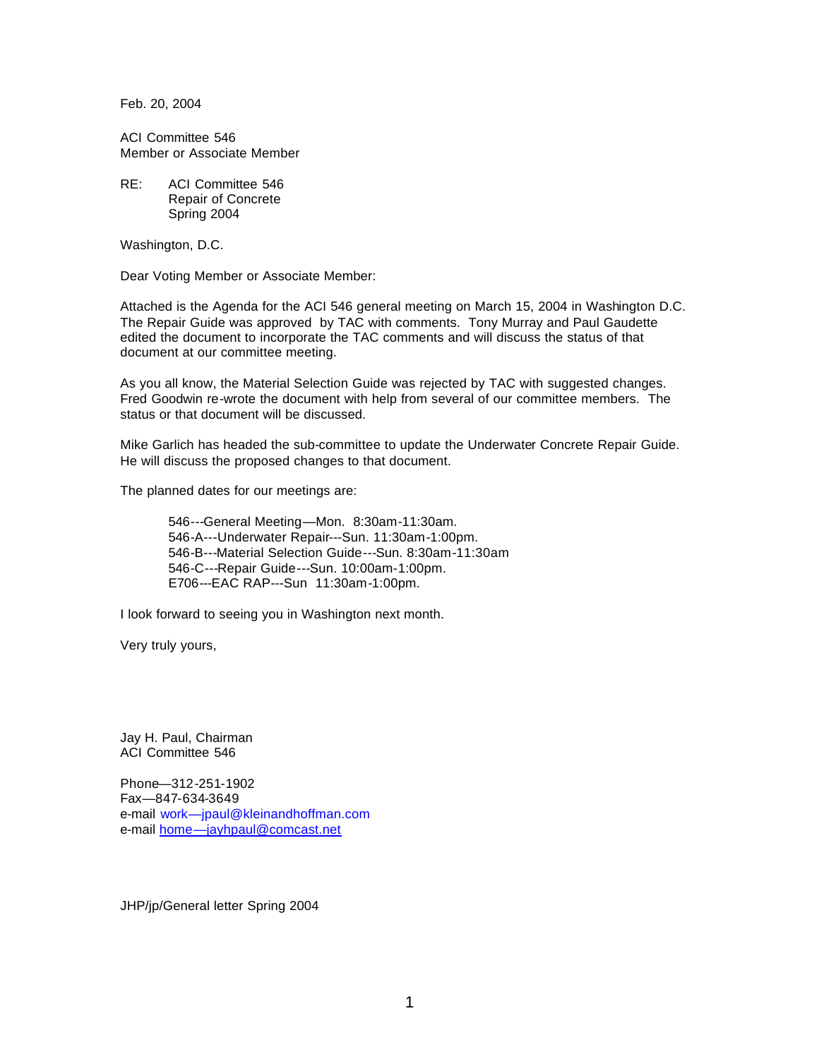Feb. 20, 2004

ACI Committee 546
Member or Associate Member

RE: ACI Committee 546
Repair of Concrete
Spring 2004

Washington, D.C.

Dear Voting Member or Associate Member:

Attached is the Agenda for the ACI 546 general meeting on March 15, 2004 in Washington D.C. The Repair Guide was approved by TAC with comments. Tony Murray and Paul Gaudette edited the document to incorporate the TAC comments and will discuss the status of that document at our committee meeting.

As you all know, the Material Selection Guide was rejected by TAC with suggested changes. Fred Goodwin re-wrote the document with help from several of our committee members. The status or that document will be discussed.

Mike Garlich has headed the sub-committee to update the Underwater Concrete Repair Guide. He will discuss the proposed changes to that document.

The planned dates for our meetings are:

546---General Meeting—Mon. 8:30am-11:30am.
546-A---Underwater Repair---Sun. 11:30am-1:00pm.
546-B---Material Selection Guide---Sun. 8:30am-11:30am
546-C---Repair Guide---Sun. 10:00am-1:00pm.
E706---EAC RAP---Sun 11:30am-1:00pm.

I look forward to seeing you in Washington next month.

Very truly yours,

Jay H. Paul, Chairman
ACI Committee 546

Phone—312-251-1902
Fax—847-634-3649
e-mail work—jpaul@kleinandhoffman.com
e-mail home—jayhpaul@comcast.net

JHP/jp/General letter Spring 2004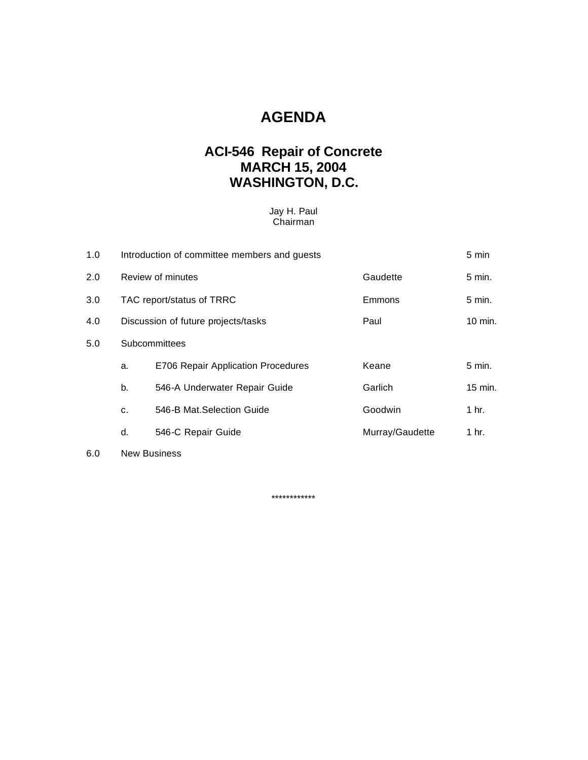# AGENDA

## ACI-546 Repair of Concrete
## MARCH 15, 2004
## WASHINGTON, D.C.

Jay H. Paul
Chairman

| | | | | |
|---|---|---|---|---|
| 1.0 | Introduction of committee members and guests | | | 5 min |
| 2.0 | Review of minutes | | Gaudette | 5 min. |
| 3.0 | TAC report/status of TRRC | | Emmons | 5 min. |
| 4.0 | Discussion of future projects/tasks | | Paul | 10 min. |
| 5.0 | Subcommittees | | | |
| | a. | E706 Repair Application Procedures | Keane | 5 min. |
| | b. | 546-A Underwater Repair Guide | Garlich | 15 min. |
| | c. | 546-B Mat.Selection Guide | Goodwin | 1 hr. |
| | d. | 546-C Repair Guide | Murray/Gaudette | 1 hr. |
| 6.0 | New Business | | | |

************